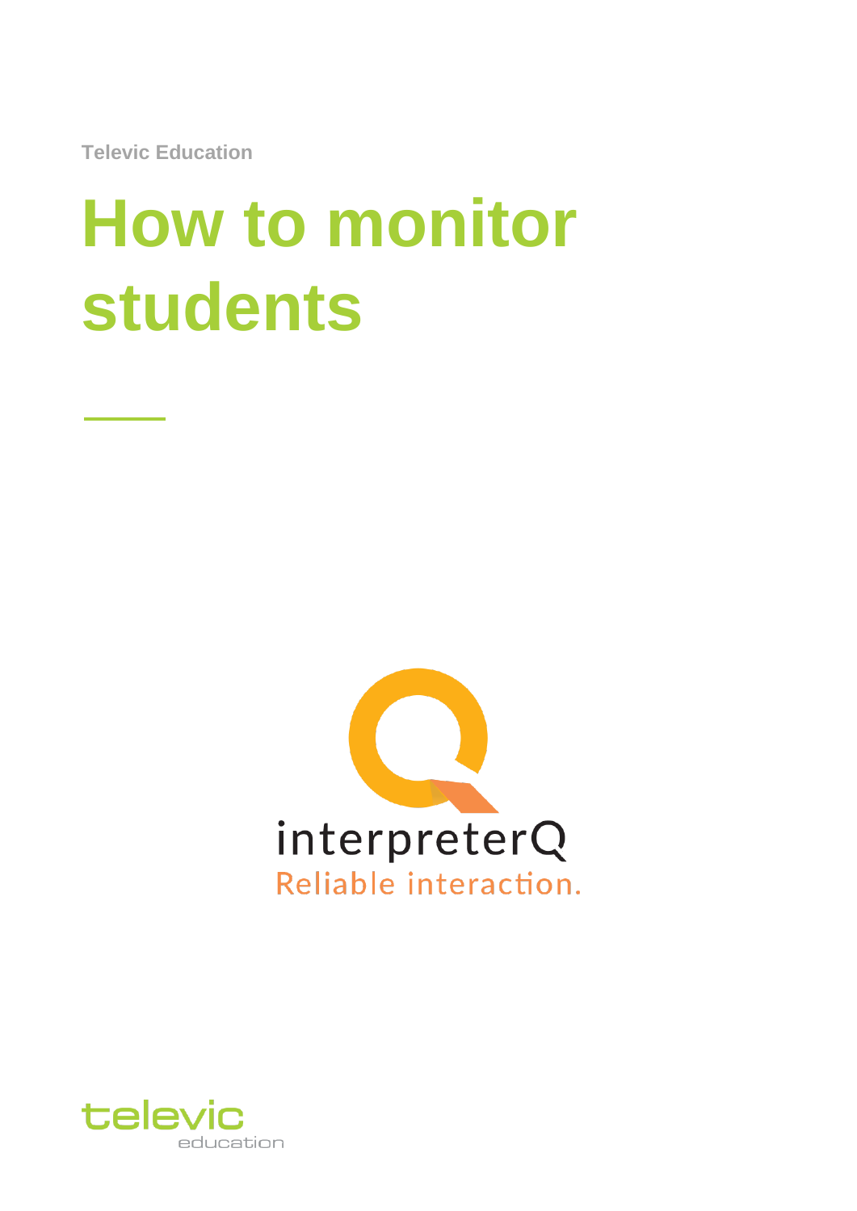Televic Education

# How to monitor students

interpreterQ
Reliable interaction.

televic
education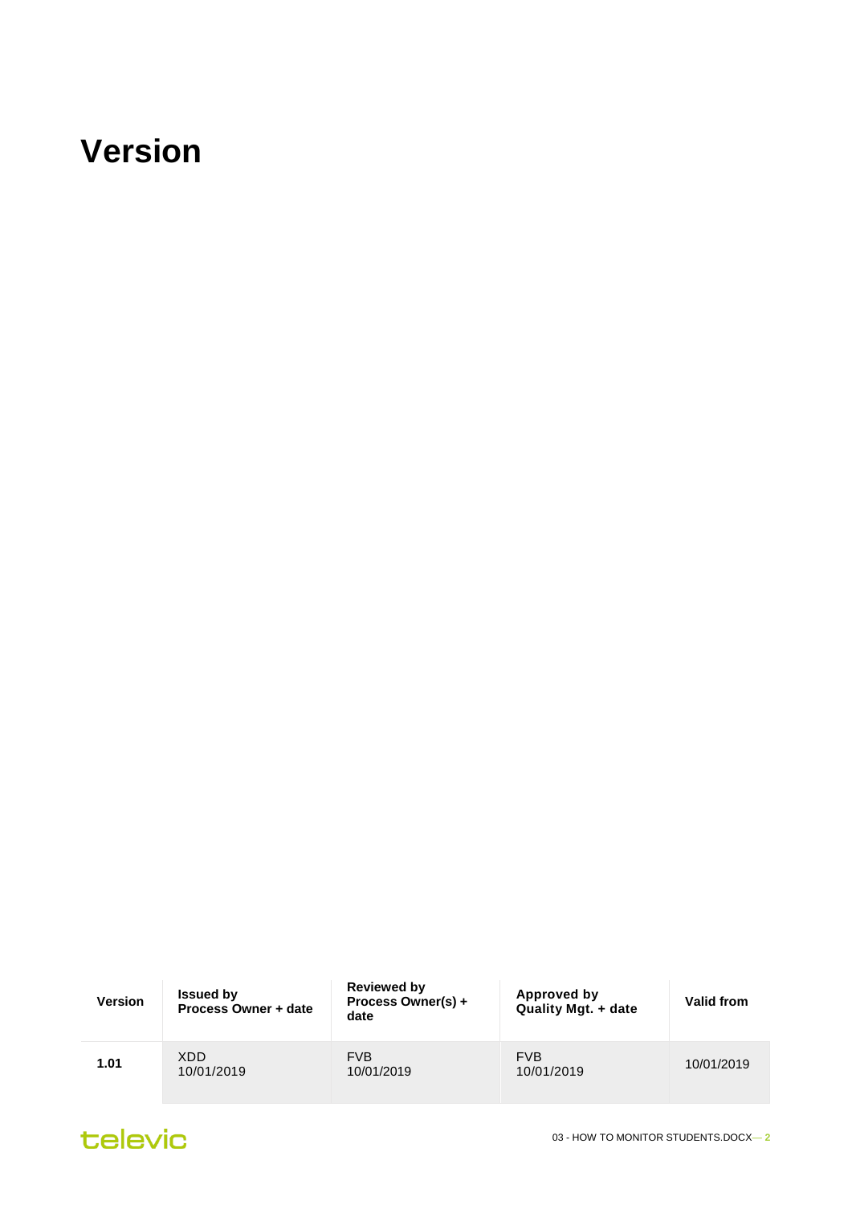# Version

| Version | Issued by Process Owner + date | Reviewed by Process Owner(s) + date | Approved by Quality Mgt. + date | Valid from |
| --- | --- | --- | --- | --- |
| **1.01** | XDD 10/01/2019 | FVB 10/01/2019 | FVB 10/01/2019 | 10/01/2019 |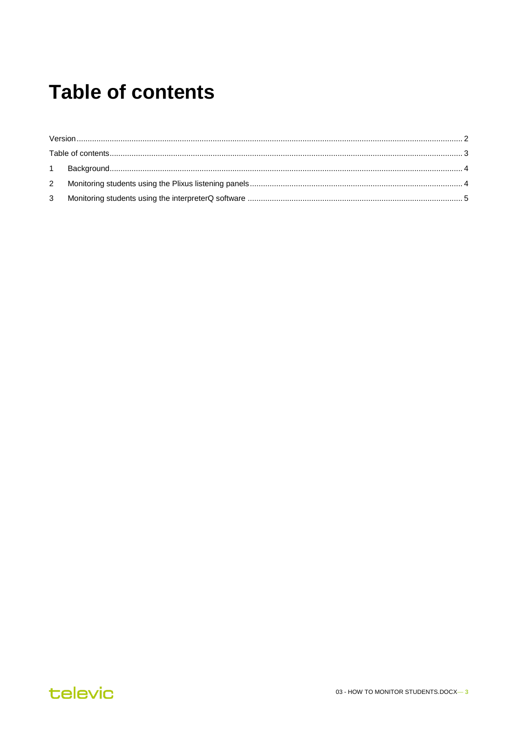# Table of contents

Version ........................................................................................................................................................... 2

Table of contents ............................................................................................................................................ 3

1 Background ................................................................................................................................................ 4

2 Monitoring students using the Plixus listening panels .................................................................................. 4

3 Monitoring students using the interpreterQ software ................................................................................... 5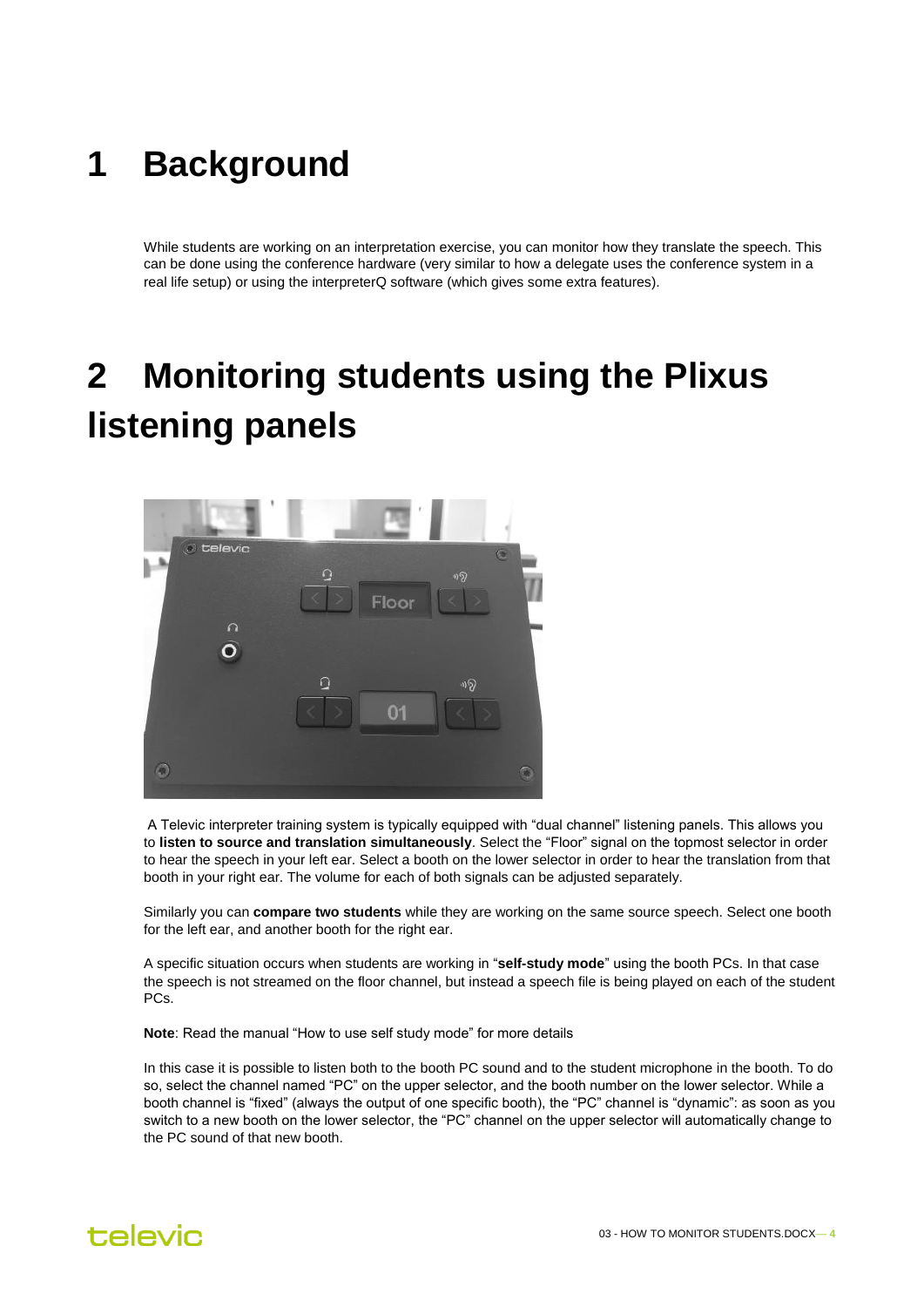# 1 Background

While students are working on an interpretation exercise, you can monitor how they translate the speech. This can be done using the conference hardware (very similar to how a delegate uses the conference system in a real life setup) or using the interpreterQ software (which gives some extra features).

# 2 Monitoring students using the Plixus listening panels

A Televic interpreter training system is typically equipped with "dual channel" listening panels. This allows you to **listen to source and translation simultaneously**. Select the "Floor" signal on the topmost selector in order to hear the speech in your left ear. Select a booth on the lower selector in order to hear the translation from that booth in your right ear. The volume for each of both signals can be adjusted separately.

Similarly you can **compare two students** while they are working on the same source speech. Select one booth for the left ear, and another booth for the right ear.

A specific situation occurs when students are working in "**self-study mode**" using the booth PCs. In that case the speech is not streamed on the floor channel, but instead a speech file is being played on each of the student PCs.

**Note**: Read the manual "How to use self study mode" for more details

In this case it is possible to listen both to the booth PC sound and to the student microphone in the booth. To do so, select the channel named "PC" on the upper selector, and the booth number on the lower selector. While a booth channel is "fixed" (always the output of one specific booth), the "PC" channel is "dynamic": as soon as you switch to a new booth on the lower selector, the "PC" channel on the upper selector will automatically change to the PC sound of that new booth.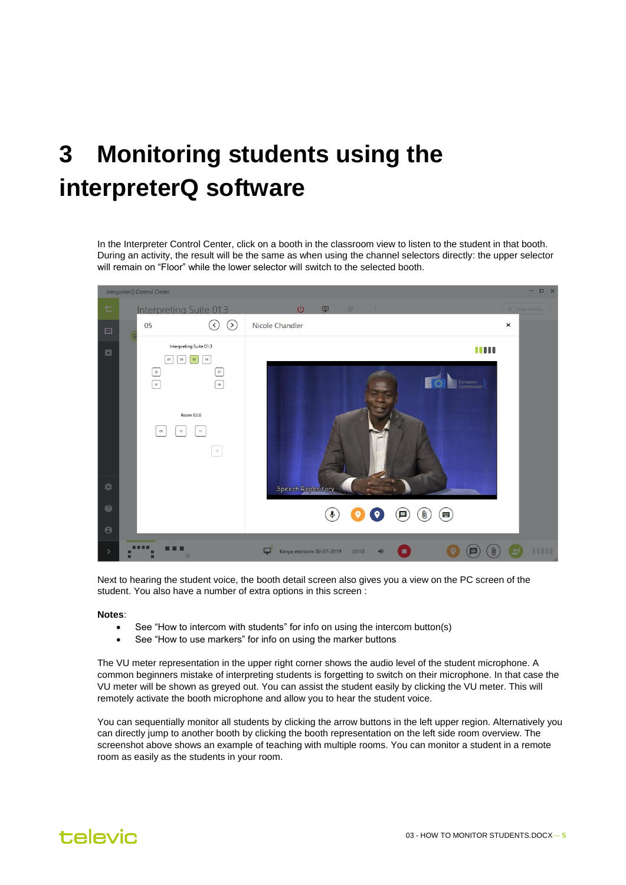# 3 Monitoring students using the interpreterQ software

In the Interpreter Control Center, click on a booth in the classroom view to listen to the student in that booth. During an activity, the result will be the same as when using the channel selectors directly: the upper selector will remain on “Floor” while the lower selector will switch to the selected booth.

Next to hearing the student voice, the booth detail screen also gives you a view on the PC screen of the student. You also have a number of extra options in this screen :

**Notes**:

- See “How to intercom with students” for info on using the intercom button(s)
- See “How to use markers” for info on using the marker buttons

The VU meter representation in the upper right corner shows the audio level of the student microphone. A common beginners mistake of interpreting students is forgetting to switch on their microphone. In that case the VU meter will be shown as greyed out. You can assist the student easily by clicking the VU meter. This will remotely activate the booth microphone and allow you to hear the student voice.

You can sequentially monitor all students by clicking the arrow buttons in the left upper region. Alternatively you can directly jump to another booth by clicking the booth representation on the left side room overview. The screenshot above shows an example of teaching with multiple rooms. You can monitor a student in a remote room as easily as the students in your room.